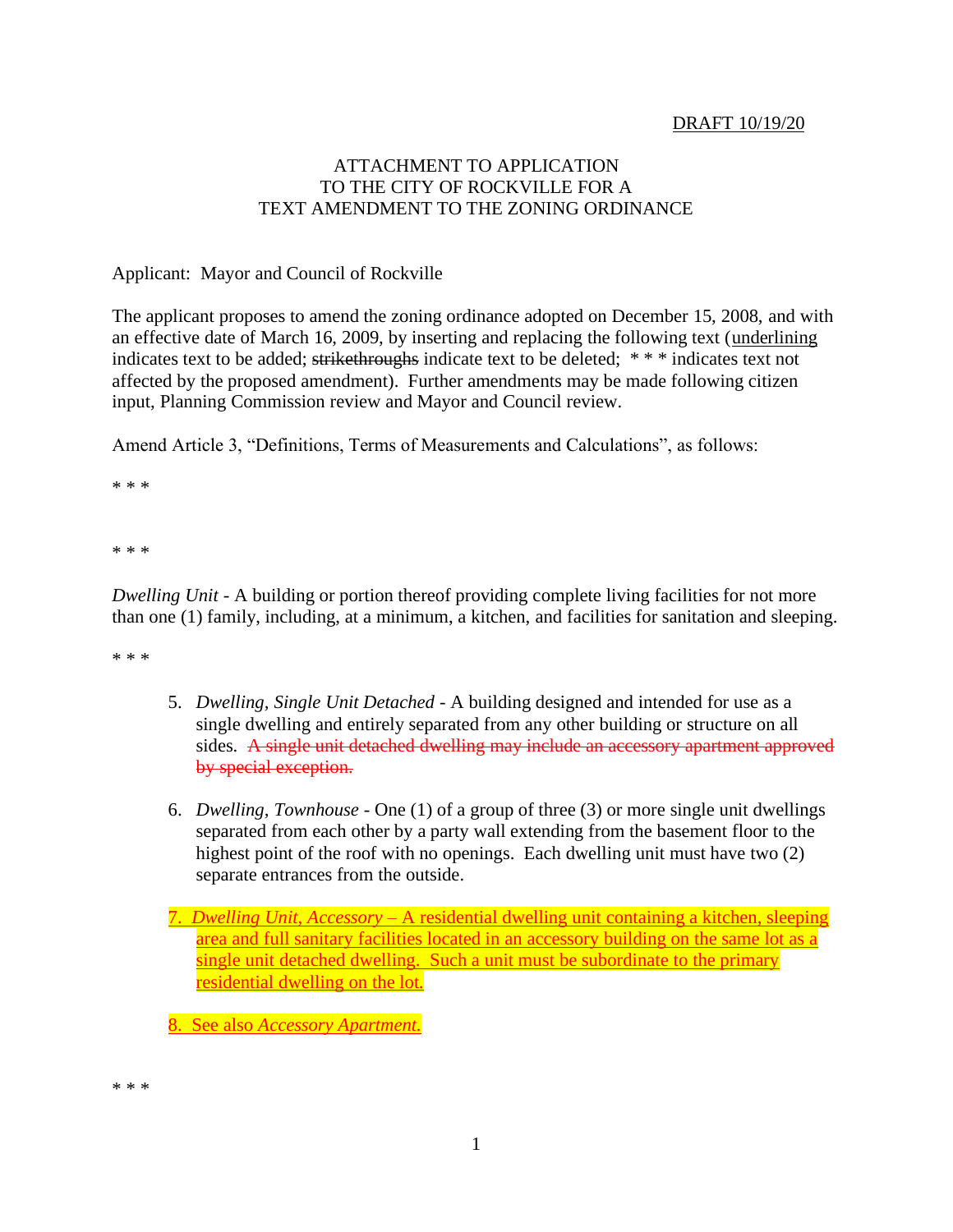DRAFT 10/19/20

ATTACHMENT TO APPLICATION
TO THE CITY OF ROCKVILLE FOR A
TEXT AMENDMENT TO THE ZONING ORDINANCE

Applicant: Mayor and Council of Rockville

The applicant proposes to amend the zoning ordinance adopted on December 15, 2008, and with an effective date of March 16, 2009, by inserting and replacing the following text (<u>underlining</u> indicates text to be added; ~~strikethroughs~~ indicate text to be deleted; * * * indicates text not affected by the proposed amendment). Further amendments may be made following citizen input, Planning Commission review and Mayor and Council review.

Amend Article 3, "Definitions, Terms of Measurements and Calculations", as follows:

* * *

* * *

*Dwelling Unit* - A building or portion thereof providing complete living facilities for not more than one (1) family, including, at a minimum, a kitchen, and facilities for sanitation and sleeping.

* * *

5. *Dwelling, Single Unit Detached* - A building designed and intended for use as a single dwelling and entirely separated from any other building or structure on all sides. ~~A single unit detached dwelling may include an accessory apartment approved by special exception.~~

6. *Dwelling, Townhouse* - One (1) of a group of three (3) or more single unit dwellings separated from each other by a party wall extending from the basement floor to the highest point of the roof with no openings. Each dwelling unit must have two (2) separate entrances from the outside.

<u>7. *Dwelling Unit, Accessory* – A residential dwelling unit containing a kitchen, sleeping area and full sanitary facilities located in an accessory building on the same lot as a single unit detached dwelling. Such a unit must be subordinate to the primary residential dwelling on the lot.</u>

<u>8. See also *Accessory Apartment.*</u>

* * *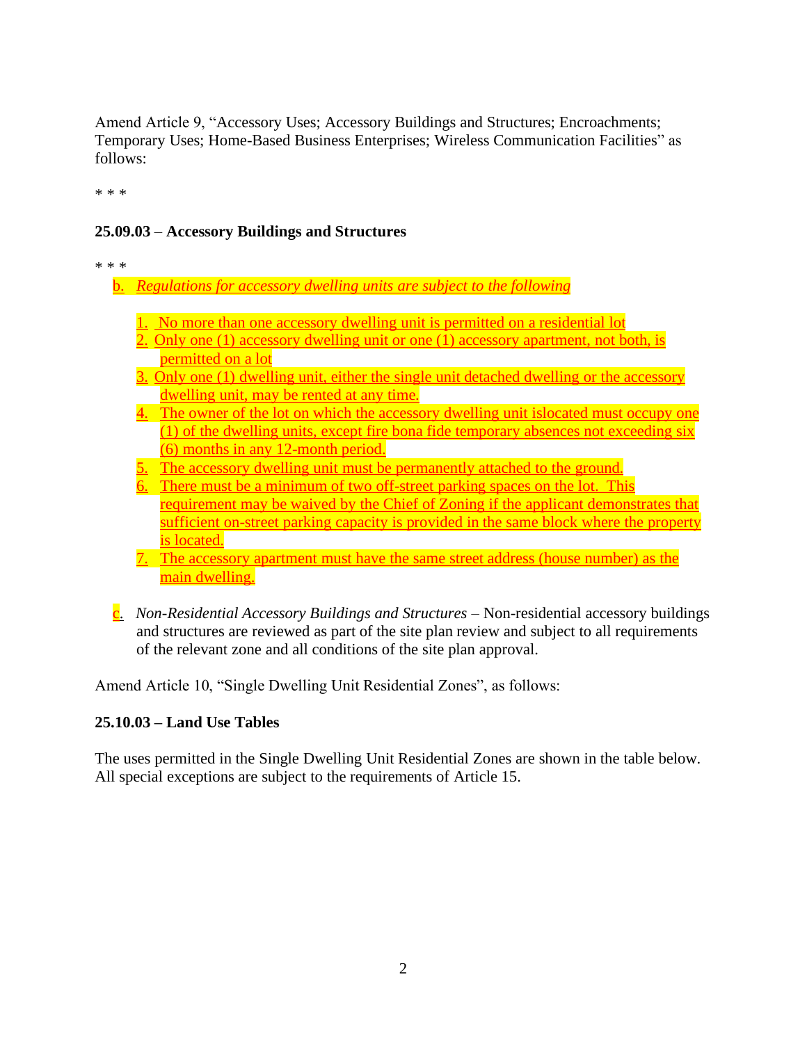Amend Article 9, "Accessory Uses; Accessory Buildings and Structures; Encroachments; Temporary Uses; Home-Based Business Enterprises; Wireless Communication Facilities" as follows:

* * *

**25.09.03** – **Accessory Buildings and Structures**

* * *

b. *Regulations for accessory dwelling units are subject to the following*

1. No more than one accessory dwelling unit is permitted on a residential lot
2. Only one (1) accessory dwelling unit or one (1) accessory apartment, not both, is permitted on a lot
3. Only one (1) dwelling unit, either the single unit detached dwelling or the accessory dwelling unit, may be rented at any time.
4. The owner of the lot on which the accessory dwelling unit islocated must occupy one (1) of the dwelling units, except fire bona fide temporary absences not exceeding six (6) months in any 12-month period.
5. The accessory dwelling unit must be permanently attached to the ground.
6. There must be a minimum of two off-street parking spaces on the lot. This requirement may be waived by the Chief of Zoning if the applicant demonstrates that sufficient on-street parking capacity is provided in the same block where the property is located.
7. The accessory apartment must have the same street address (house number) as the main dwelling.

c. *Non-Residential Accessory Buildings and Structures* – Non-residential accessory buildings and structures are reviewed as part of the site plan review and subject to all requirements of the relevant zone and all conditions of the site plan approval.

Amend Article 10, "Single Dwelling Unit Residential Zones", as follows:

**25.10.03 – Land Use Tables**

The uses permitted in the Single Dwelling Unit Residential Zones are shown in the table below. All special exceptions are subject to the requirements of Article 15.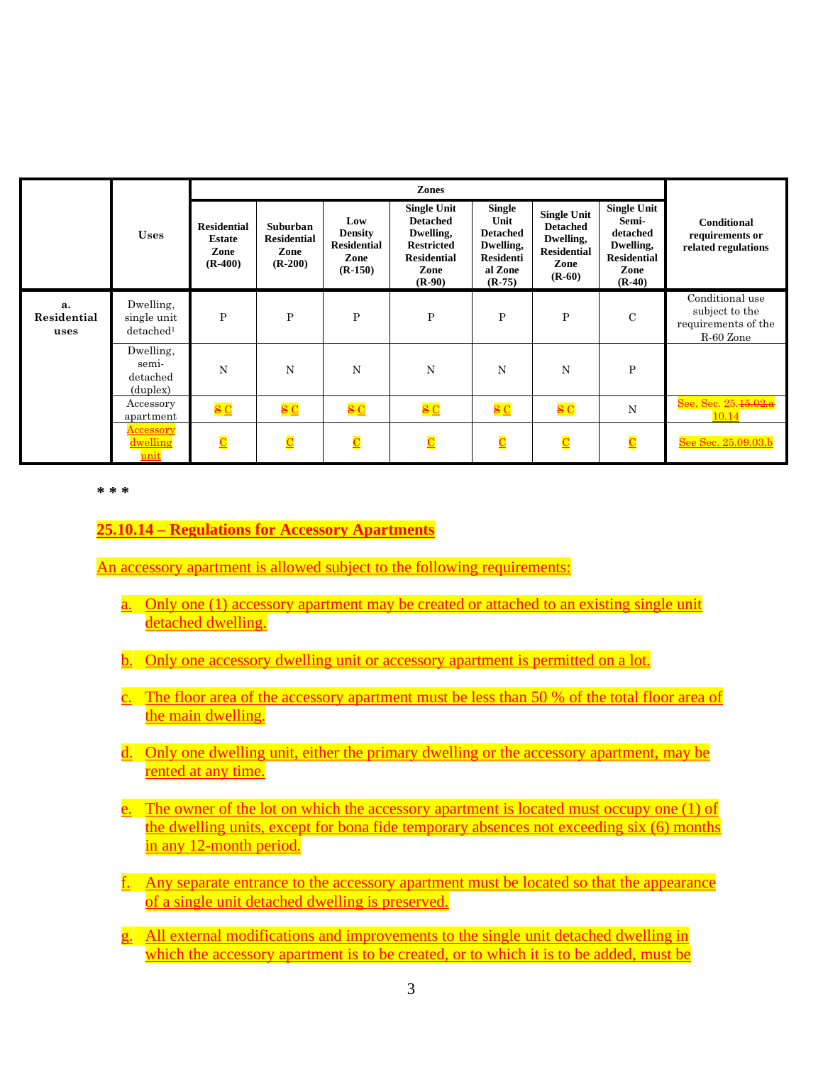| | Uses | Zones | | | | | | | Conditional requirements or related regulations |
|---|---|---|---|---|---|---|---|---|---|
| | | Residential Estate Zone (R-400) | Suburban Residential Zone (R-200) | Low Density Residential Zone (R-150) | Single Unit Detached Dwelling, Restricted Residential Zone (R-90) | Single Unit Detached Dwelling, Residential Zone (R-75) | Single Unit Detached Dwelling, Residential Zone (R-60) | Single Unit Semi-detached Dwelling, Residential Zone (R-40) | |
| **a. Residential uses** | Dwelling, single unit detached[1] | P | P | P | P | P | P | C | Conditional use subject to the requirements of the R-60 Zone |
| | Dwelling, semi-detached (duplex) | N | N | N | N | N | N | P | |
| | Accessory apartment | ~~S~~ C | ~~S~~ C | ~~S~~ C | ~~S~~ C | ~~S~~ C | ~~S~~ C | N | See. Sec. 25.~~15.02.a~~ 10.14 |
| | Accessory dwelling unit | C | C | C | C | C | C | C | See Sec. 25.09.03.b |

\* \* \*

**25.10.14 – Regulations for Accessory Apartments**

An accessory apartment is allowed subject to the following requirements:

a. Only one (1) accessory apartment may be created or attached to an existing single unit detached dwelling.

b. Only one accessory dwelling unit or accessory apartment is permitted on a lot.

c. The floor area of the accessory apartment must be less than 50 % of the total floor area of the main dwelling.

d. Only one dwelling unit, either the primary dwelling or the accessory apartment, may be rented at any time.

e. The owner of the lot on which the accessory apartment is located must occupy one (1) of the dwelling units, except for bona fide temporary absences not exceeding six (6) months in any 12-month period.

f. Any separate entrance to the accessory apartment must be located so that the appearance of a single unit detached dwelling is preserved.

g. All external modifications and improvements to the single unit detached dwelling in which the accessory apartment is to be created, or to which it is to be added, must be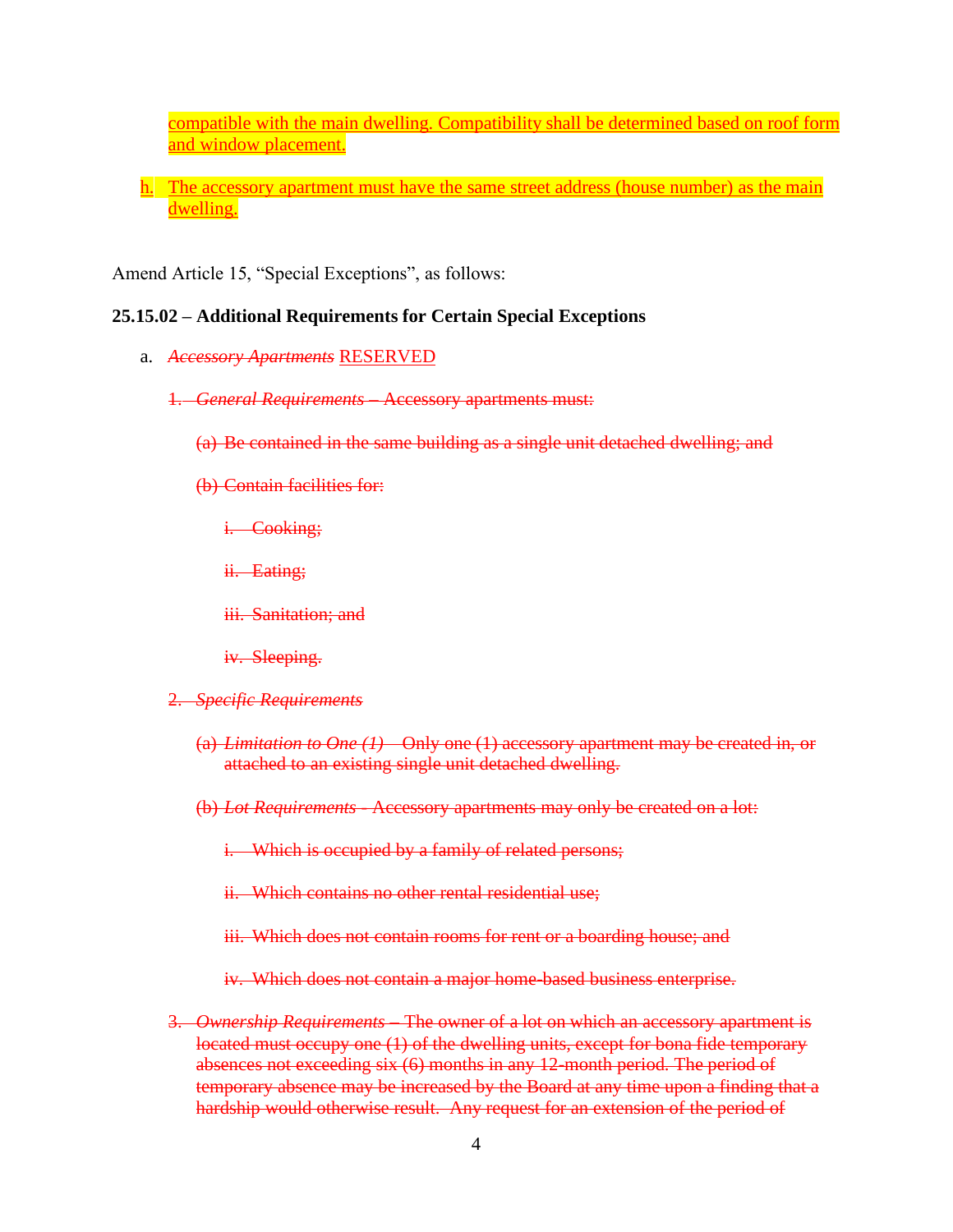compatible with the main dwelling. Compatibility shall be determined based on roof form and window placement.

h. The accessory apartment must have the same street address (house number) as the main dwelling.

Amend Article 15, "Special Exceptions", as follows:

**25.15.02 – Additional Requirements for Certain Special Exceptions**

a. ~~*Accessory Apartments*~~ RESERVED

~~1. *General Requirements* – Accessory apartments must:~~

~~(a) Be contained in the same building as a single unit detached dwelling; and~~

~~(b) Contain facilities for:~~

~~i. Cooking;~~

~~ii. Eating;~~

~~iii. Sanitation; and~~

~~iv. Sleeping.~~

~~2. *Specific Requirements*~~

~~(a) *Limitation to One (1)* – Only one (1) accessory apartment may be created in, or attached to an existing single unit detached dwelling.~~

~~(b) *Lot Requirements* - Accessory apartments may only be created on a lot:~~

~~i. Which is occupied by a family of related persons;~~

~~ii. Which contains no other rental residential use;~~

~~iii. Which does not contain rooms for rent or a boarding house; and~~

~~iv. Which does not contain a major home-based business enterprise.~~

~~3. *Ownership Requirements* – The owner of a lot on which an accessory apartment is located must occupy one (1) of the dwelling units, except for bona fide temporary absences not exceeding six (6) months in any 12-month period. The period of temporary absence may be increased by the Board at any time upon a finding that a hardship would otherwise result. Any request for an extension of the period of~~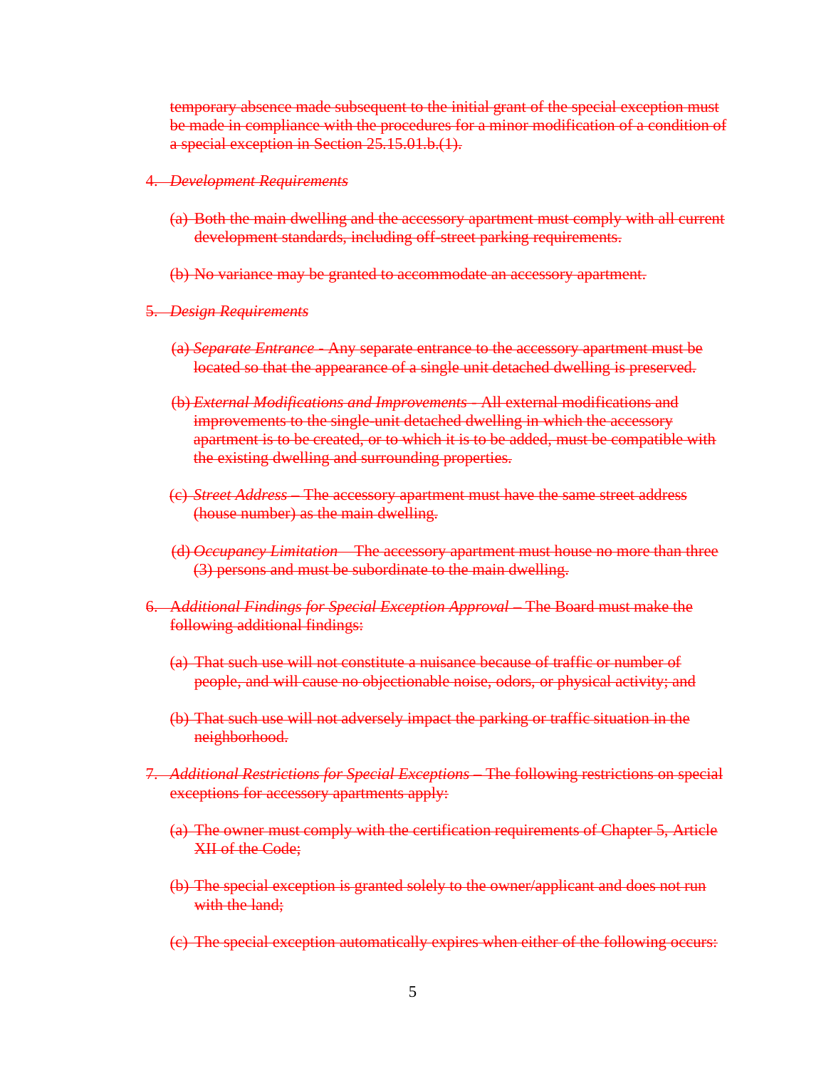temporary absence made subsequent to the initial grant of the special exception must be made in compliance with the procedures for a minor modification of a condition of a special exception in Section 25.15.01.b.(1).

4. *Development Requirements*

   (a) Both the main dwelling and the accessory apartment must comply with all current development standards, including off-street parking requirements.

   (b) No variance may be granted to accommodate an accessory apartment.

5. *Design Requirements*

   (a) *Separate Entrance* - Any separate entrance to the accessory apartment must be located so that the appearance of a single unit detached dwelling is preserved.

   (b) *External Modifications and Improvements* - All external modifications and improvements to the single-unit detached dwelling in which the accessory apartment is to be created, or to which it is to be added, must be compatible with the existing dwelling and surrounding properties.

   (c) *Street Address* – The accessory apartment must have the same street address (house number) as the main dwelling.

   (d) *Occupancy Limitation* – The accessory apartment must house no more than three (3) persons and must be subordinate to the main dwelling.

6. *Additional Findings for Special Exception Approval* – The Board must make the following additional findings:

   (a) That such use will not constitute a nuisance because of traffic or number of people, and will cause no objectionable noise, odors, or physical activity; and

   (b) That such use will not adversely impact the parking or traffic situation in the neighborhood.

7. *Additional Restrictions for Special Exceptions* – The following restrictions on special exceptions for accessory apartments apply:

   (a) The owner must comply with the certification requirements of Chapter 5, Article XII of the Code;

   (b) The special exception is granted solely to the owner/applicant and does not run with the land;

   (c) The special exception automatically expires when either of the following occurs: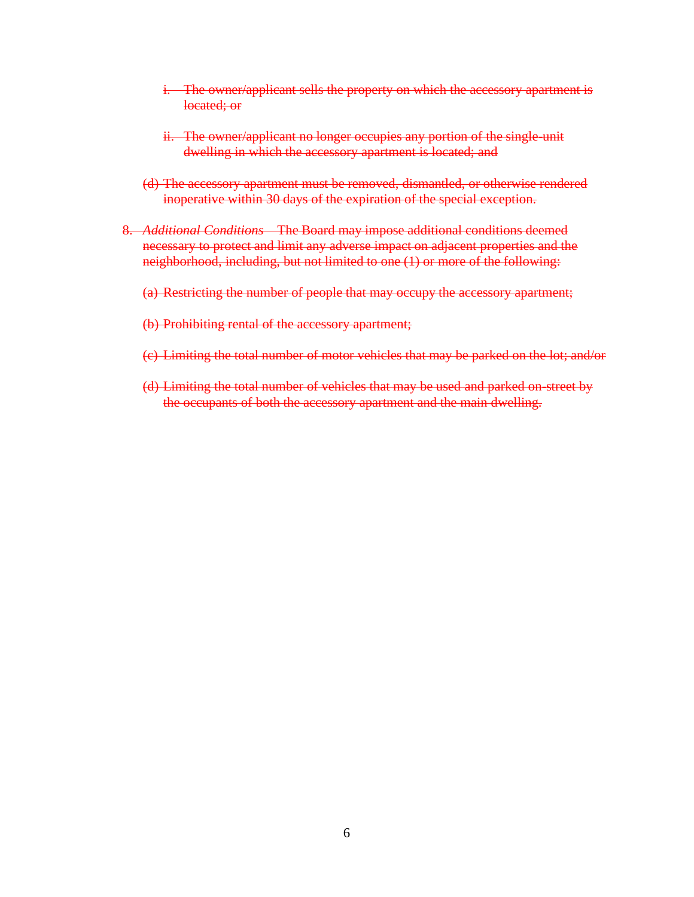- ~~i. The owner/applicant sells the property on which the accessory apartment is located; or~~

   - ~~ii. The owner/applicant no longer occupies any portion of the single-unit dwelling in which the accessory apartment is located; and~~

   ~~(d) The accessory apartment must be removed, dismantled, or otherwise rendered inoperative within 30 days of the expiration of the special exception.~~

~~8. *Additional Conditions* – The Board may impose additional conditions deemed necessary to protect and limit any adverse impact on adjacent properties and the neighborhood, including, but not limited to one (1) or more of the following:~~

   ~~(a) Restricting the number of people that may occupy the accessory apartment;~~

   ~~(b) Prohibiting rental of the accessory apartment;~~

   ~~(c) Limiting the total number of motor vehicles that may be parked on the lot; and/or~~

   ~~(d) Limiting the total number of vehicles that may be used and parked on-street by the occupants of both the accessory apartment and the main dwelling.~~